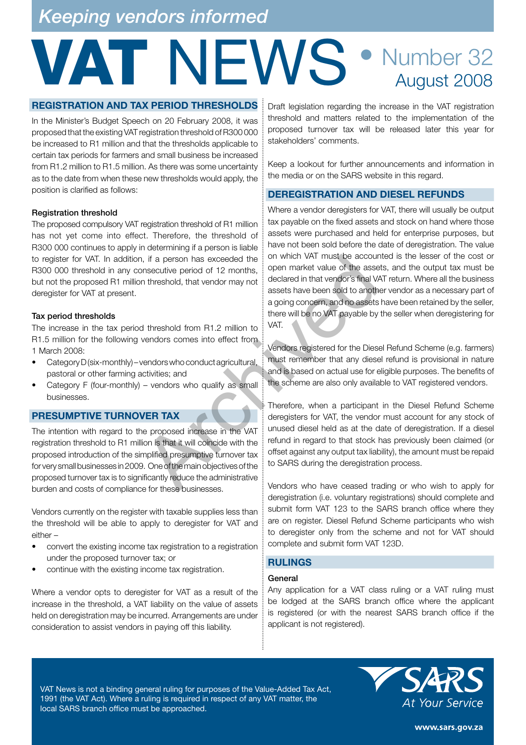*Keeping vendors informed*

# VAT NEWS • Number 32 August 2008

## REGISTRATION AND TAX PERIOD THRESHOLDS

In the Minister's Budget Speech on 20 February 2008, it was proposed that the existing VAT registration threshold of R300 000 be increased to R1 million and that the thresholds applicable to certain tax periods for farmers and small business be increased from R1.2 million to R1.5 million. As there was some uncertainty as to the date from when these new thresholds would apply, the position is clarified as follows:

### Registration threshold

The proposed compulsory VAT registration threshold of R1 million has not yet come into effect. Therefore, the threshold of R300 000 continues to apply in determining if a person is liable to register for VAT. In addition, if a person has exceeded the R300 000 threshold in any consecutive period of 12 months, but not the proposed R1 million threshold, that vendor may not deregister for VAT at present.

### Tax period thresholds

The increase in the tax period threshold from R1.2 million to R1.5 million for the following vendors comes into effect from 1 March 2008:

- Category D (six-monthly) – vendors who conduct agricultural, pastoral or other farming activities; and
- Category F (four-monthly) – vendors who qualify as small businesses.

## PRESUMPTIVE TURNOVER TAX

The intention with regard to the proposed increase in the VAT registration threshold to R1 million is that it will coincide with the proposed introduction of the simplified presumptive turnover tax for very small businesses in 2009. One of the main objectives of the proposed turnover tax is to significantly reduce the administrative burden and costs of compliance for these businesses.

Vendors currently on the register with taxable supplies less than the threshold will be able to apply to deregister for VAT and either –

- convert the existing income tax registration to a registration under the proposed turnover tax; or
- continue with the existing income tax registration.

Where a vendor opts to deregister for VAT as a result of the increase in the threshold, a VAT liability on the value of assets held on deregistration may be incurred. Arrangements are under consideration to assist vendors in paying off this liability.

Draft legislation regarding the increase in the VAT registration threshold and matters related to the implementation of the proposed turnover tax will be released later this year for stakeholders' comments.

Keep a lookout for further announcements and information in the media or on the SARS website in this regard.

## DEREGISTRATION AND DIESEL REFUNDS

Where a vendor deregisters for VAT, there will usually be output tax payable on the fixed assets and stock on hand where those assets were purchased and held for enterprise purposes, but have not been sold before the date of deregistration. The value on which VAT must be accounted is the lesser of the cost or open market value of the assets, and the output tax must be declared in that vendor's final VAT return. Where all the business assets have been sold to another vendor as a necessary part of a going concern, and no assets have been retained by the seller, there will be no VAT payable by the seller when deregistering for VAT.

Vendors registered for the Diesel Refund Scheme (e.g. farmers) must remember that any diesel refund is provisional in nature and is based on actual use for eligible purposes. The benefits of the scheme are also only available to VAT registered vendors.

Therefore, when a participant in the Diesel Refund Scheme deregisters for VAT, the vendor must account for any stock of unused diesel held as at the date of deregistration. If a diesel refund in regard to that stock has previously been claimed (or offset against any output tax liability), the amount must be repaid to SARS during the deregistration process.

Vendors who have ceased trading or who wish to apply for deregistration (i.e. voluntary registrations) should complete and submit form VAT 123 to the SARS branch office where they are on register. Diesel Refund Scheme participants who wish to deregister only from the scheme and not for VAT should complete and submit form VAT 123D.

## RULINGS

### General

Any application for a VAT class ruling or a VAT ruling must be lodged at the SARS branch office where the applicant is registered (or with the nearest SARS branch office if the applicant is not registered).

VAT News is not a binding general ruling for purposes of the Value-Added Tax Act, 1991 (the VAT Act). Where a ruling is required in respect of any VAT matter, the local SARS branch office must be approached.

SARS At Your Service

www.sars.gov.za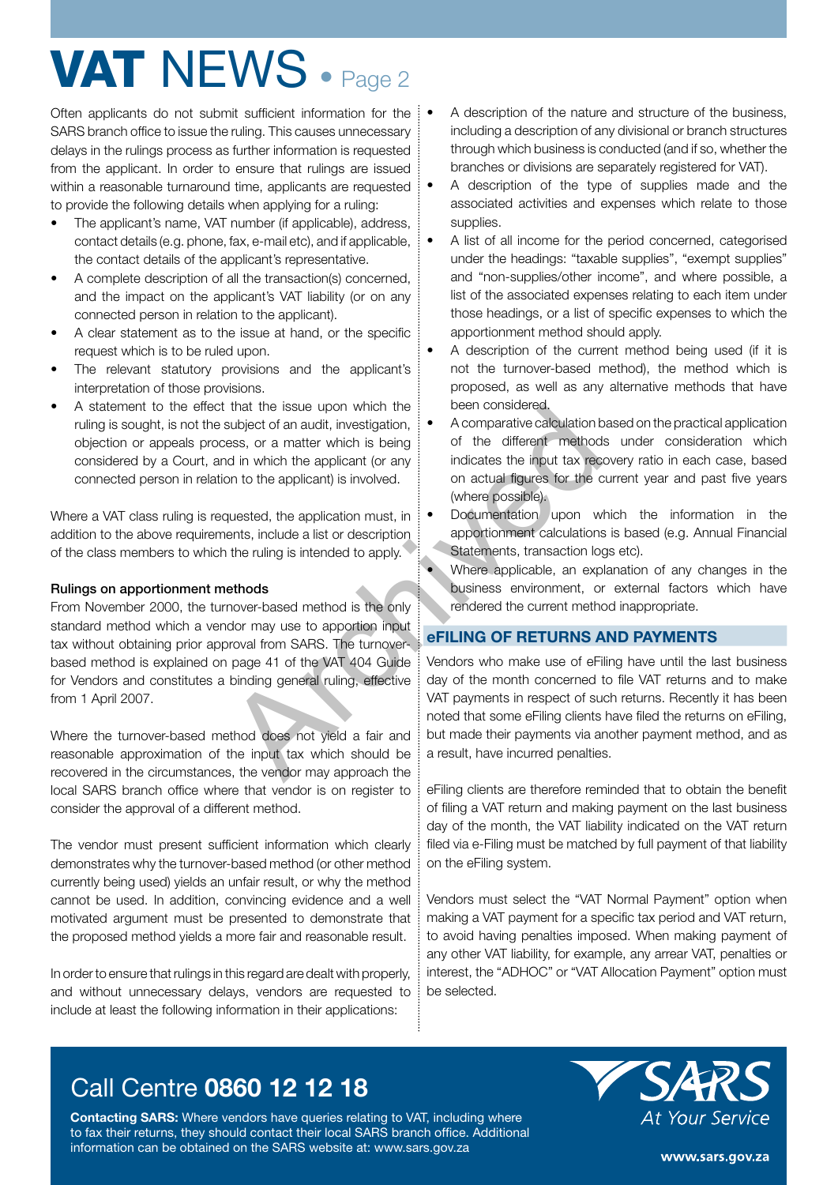# VAT NEWS • Page 2

Often applicants do not submit sufficient information for the SARS branch office to issue the ruling. This causes unnecessary delays in the rulings process as further information is requested from the applicant. In order to ensure that rulings are issued within a reasonable turnaround time, applicants are requested to provide the following details when applying for a ruling:

- The applicant's name, VAT number (if applicable), address, contact details (e.g. phone, fax, e-mail etc), and if applicable, the contact details of the applicant's representative.
- A complete description of all the transaction(s) concerned, and the impact on the applicant's VAT liability (or on any connected person in relation to the applicant).
- A clear statement as to the issue at hand, or the specific request which is to be ruled upon.
- The relevant statutory provisions and the applicant's interpretation of those provisions.
- A statement to the effect that the issue upon which the ruling is sought, is not the subject of an audit, investigation, objection or appeals process, or a matter which is being considered by a Court, and in which the applicant (or any connected person in relation to the applicant) is involved.

Where a VAT class ruling is requested, the application must, in addition to the above requirements, include a list or description of the class members to which the ruling is intended to apply.

### Rulings on apportionment methods

From November 2000, the turnover-based method is the only standard method which a vendor may use to apportion input tax without obtaining prior approval from SARS. The turnover-based method is explained on page 41 of the VAT 404 Guide for Vendors and constitutes a binding general ruling, effective from 1 April 2007.

Where the turnover-based method does not yield a fair and reasonable approximation of the input tax which should be recovered in the circumstances, the vendor may approach the local SARS branch office where that vendor is on register to consider the approval of a different method.

The vendor must present sufficient information which clearly demonstrates why the turnover-based method (or other method currently being used) yields an unfair result, or why the method cannot be used. In addition, convincing evidence and a well motivated argument must be presented to demonstrate that the proposed method yields a more fair and reasonable result.

In order to ensure that rulings in this regard are dealt with properly, and without unnecessary delays, vendors are requested to include at least the following information in their applications:

- A description of the nature and structure of the business, including a description of any divisional or branch structures through which business is conducted (and if so, whether the branches or divisions are separately registered for VAT).
- A description of the type of supplies made and the associated activities and expenses which relate to those supplies.
- A list of all income for the period concerned, categorised under the headings: "taxable supplies", "exempt supplies" and "non-supplies/other income", and where possible, a list of the associated expenses relating to each item under those headings, or a list of specific expenses to which the apportionment method should apply.
- A description of the current method being used (if it is not the turnover-based method), the method which is proposed, as well as any alternative methods that have been considered.
- A comparative calculation based on the practical application of the different methods under consideration which indicates the input tax recovery ratio in each case, based on actual figures for the current year and past five years (where possible).
- Documentation upon which the information in the apportionment calculations is based (e.g. Annual Financial Statements, transaction logs etc).
- Where applicable, an explanation of any changes in the business environment, or external factors which have rendered the current method inappropriate.

## eFILING OF RETURNS AND PAYMENTS

Vendors who make use of eFiling have until the last business day of the month concerned to file VAT returns and to make VAT payments in respect of such returns. Recently it has been noted that some eFiling clients have filed the returns on eFiling, but made their payments via another payment method, and as a result, have incurred penalties.

eFiling clients are therefore reminded that to obtain the benefit of filing a VAT return and making payment on the last business day of the month, the VAT liability indicated on the VAT return filed via e-Filing must be matched by full payment of that liability on the eFiling system.

Vendors must select the "VAT Normal Payment" option when making a VAT payment for a specific tax period and VAT return, to avoid having penalties imposed. When making payment of any other VAT liability, for example, any arrear VAT, penalties or interest, the "ADHOC" or "VAT Allocation Payment" option must be selected.

## Call Centre **0860 12 12 18**

**Contacting SARS:** Where vendors have queries relating to VAT, including where to fax their returns, they should contact their local SARS branch office. Additional information can be obtained on the SARS website at: www.sars.gov.za

SARS *At Your Service*

www.sars.gov.za